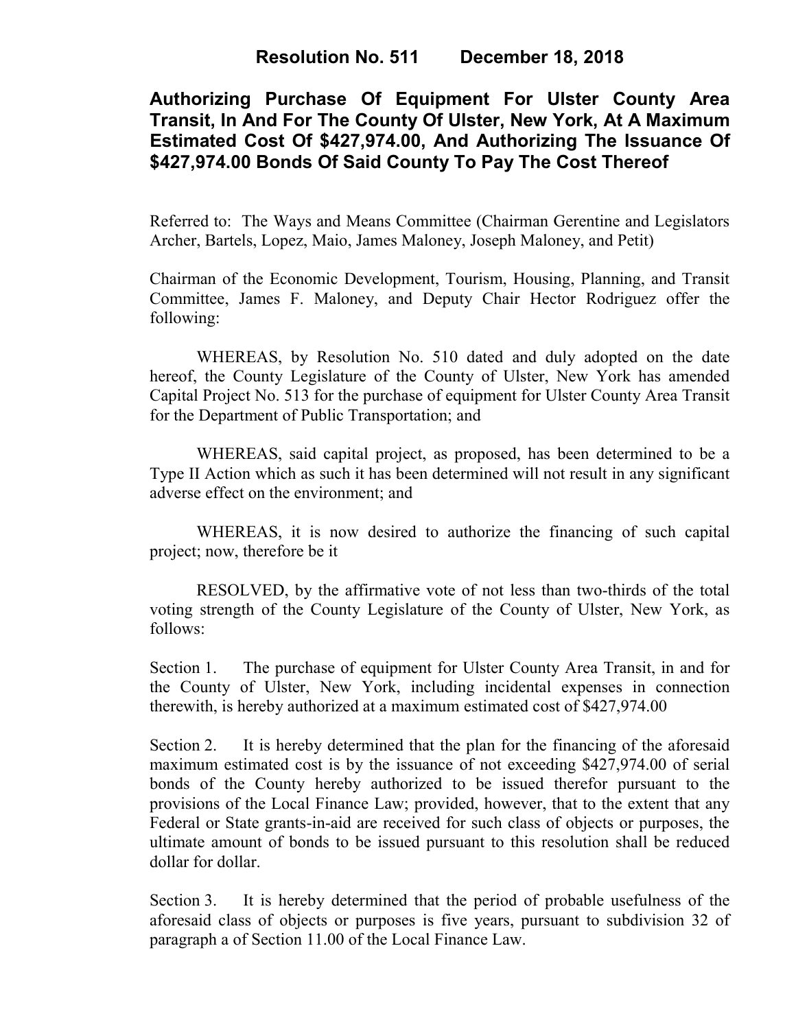# Resolution No. 511 December 18, 2018

## Authorizing Purchase Of Equipment For Ulster County Area Transit, In And For The County Of Ulster, New York, At A Maximum Estimated Cost Of $427,974.00, And Authorizing The Issuance Of $427,974.00 Bonds Of Said County To Pay The Cost Thereof

Referred to: The Ways and Means Committee (Chairman Gerentine and Legislators Archer, Bartels, Lopez, Maio, James Maloney, Joseph Maloney, and Petit)

Chairman of the Economic Development, Tourism, Housing, Planning, and Transit Committee, James F. Maloney, and Deputy Chair Hector Rodriguez offer the following:

WHEREAS, by Resolution No. 510 dated and duly adopted on the date hereof, the County Legislature of the County of Ulster, New York has amended Capital Project No. 513 for the purchase of equipment for Ulster County Area Transit for the Department of Public Transportation; and

WHEREAS, said capital project, as proposed, has been determined to be a Type II Action which as such it has been determined will not result in any significant adverse effect on the environment; and

WHEREAS, it is now desired to authorize the financing of such capital project; now, therefore be it

RESOLVED, by the affirmative vote of not less than two-thirds of the total voting strength of the County Legislature of the County of Ulster, New York, as follows:

Section 1. The purchase of equipment for Ulster County Area Transit, in and for the County of Ulster, New York, including incidental expenses in connection therewith, is hereby authorized at a maximum estimated cost of $427,974.00

Section 2. It is hereby determined that the plan for the financing of the aforesaid maximum estimated cost is by the issuance of not exceeding $427,974.00 of serial bonds of the County hereby authorized to be issued therefor pursuant to the provisions of the Local Finance Law; provided, however, that to the extent that any Federal or State grants-in-aid are received for such class of objects or purposes, the ultimate amount of bonds to be issued pursuant to this resolution shall be reduced dollar for dollar.

Section 3. It is hereby determined that the period of probable usefulness of the aforesaid class of objects or purposes is five years, pursuant to subdivision 32 of paragraph a of Section 11.00 of the Local Finance Law.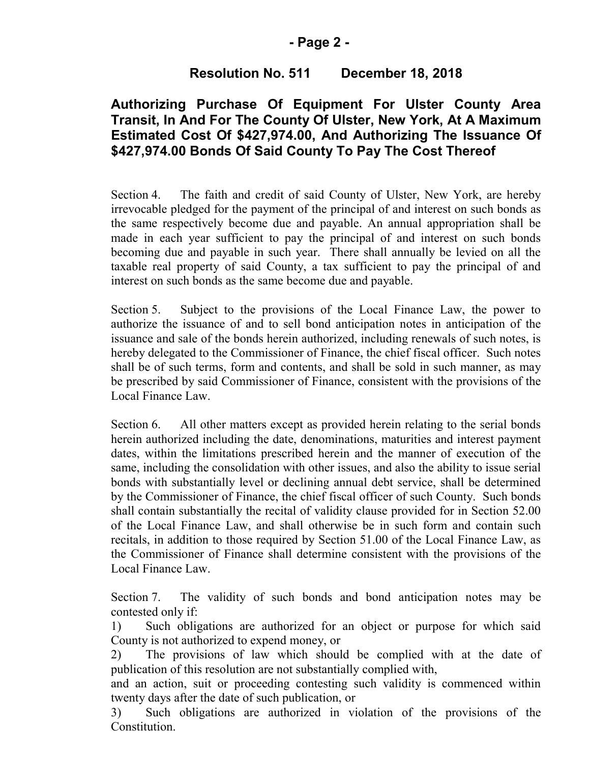**Resolution No. 511 December 18, 2018**

## Authorizing Purchase Of Equipment For Ulster County Area Transit, In And For The County Of Ulster, New York, At A Maximum Estimated Cost Of $427,974.00, And Authorizing The Issuance Of $427,974.00 Bonds Of Said County To Pay The Cost Thereof

Section 4. The faith and credit of said County of Ulster, New York, are hereby irrevocable pledged for the payment of the principal of and interest on such bonds as the same respectively become due and payable. An annual appropriation shall be made in each year sufficient to pay the principal of and interest on such bonds becoming due and payable in such year. There shall annually be levied on all the taxable real property of said County, a tax sufficient to pay the principal of and interest on such bonds as the same become due and payable.

Section 5. Subject to the provisions of the Local Finance Law, the power to authorize the issuance of and to sell bond anticipation notes in anticipation of the issuance and sale of the bonds herein authorized, including renewals of such notes, is hereby delegated to the Commissioner of Finance, the chief fiscal officer. Such notes shall be of such terms, form and contents, and shall be sold in such manner, as may be prescribed by said Commissioner of Finance, consistent with the provisions of the Local Finance Law.

Section 6. All other matters except as provided herein relating to the serial bonds herein authorized including the date, denominations, maturities and interest payment dates, within the limitations prescribed herein and the manner of execution of the same, including the consolidation with other issues, and also the ability to issue serial bonds with substantially level or declining annual debt service, shall be determined by the Commissioner of Finance, the chief fiscal officer of such County. Such bonds shall contain substantially the recital of validity clause provided for in Section 52.00 of the Local Finance Law, and shall otherwise be in such form and contain such recitals, in addition to those required by Section 51.00 of the Local Finance Law, as the Commissioner of Finance shall determine consistent with the provisions of the Local Finance Law.

Section 7. The validity of such bonds and bond anticipation notes may be contested only if:

1) Such obligations are authorized for an object or purpose for which said County is not authorized to expend money, or
2) The provisions of law which should be complied with at the date of publication of this resolution are not substantially complied with,

and an action, suit or proceeding contesting such validity is commenced within twenty days after the date of such publication, or

3) Such obligations are authorized in violation of the provisions of the Constitution.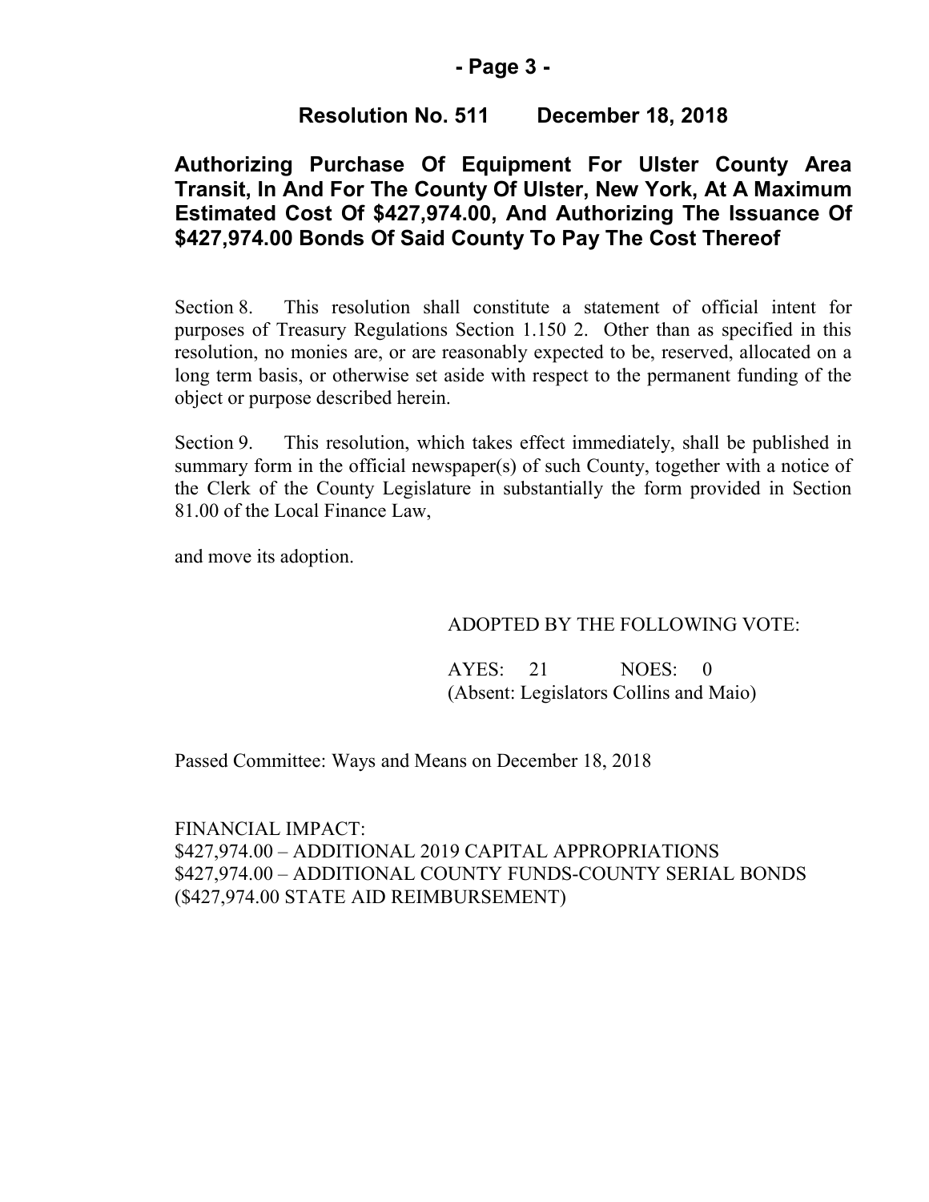## Resolution No. 511 December 18, 2018

## Authorizing Purchase Of Equipment For Ulster County Area Transit, In And For The County Of Ulster, New York, At A Maximum Estimated Cost Of $427,974.00, And Authorizing The Issuance Of $427,974.00 Bonds Of Said County To Pay The Cost Thereof

Section 8. This resolution shall constitute a statement of official intent for purposes of Treasury Regulations Section 1.150 2. Other than as specified in this resolution, no monies are, or are reasonably expected to be, reserved, allocated on a long term basis, or otherwise set aside with respect to the permanent funding of the object or purpose described herein.

Section 9. This resolution, which takes effect immediately, shall be published in summary form in the official newspaper(s) of such County, together with a notice of the Clerk of the County Legislature in substantially the form provided in Section 81.00 of the Local Finance Law,

and move its adoption.

ADOPTED BY THE FOLLOWING VOTE:

AYES: 21 NOES: 0
(Absent: Legislators Collins and Maio)

Passed Committee: Ways and Means on December 18, 2018

FINANCIAL IMPACT:
$427,974.00 – ADDITIONAL 2019 CAPITAL APPROPRIATIONS
$427,974.00 – ADDITIONAL COUNTY FUNDS-COUNTY SERIAL BONDS
($427,974.00 STATE AID REIMBURSEMENT)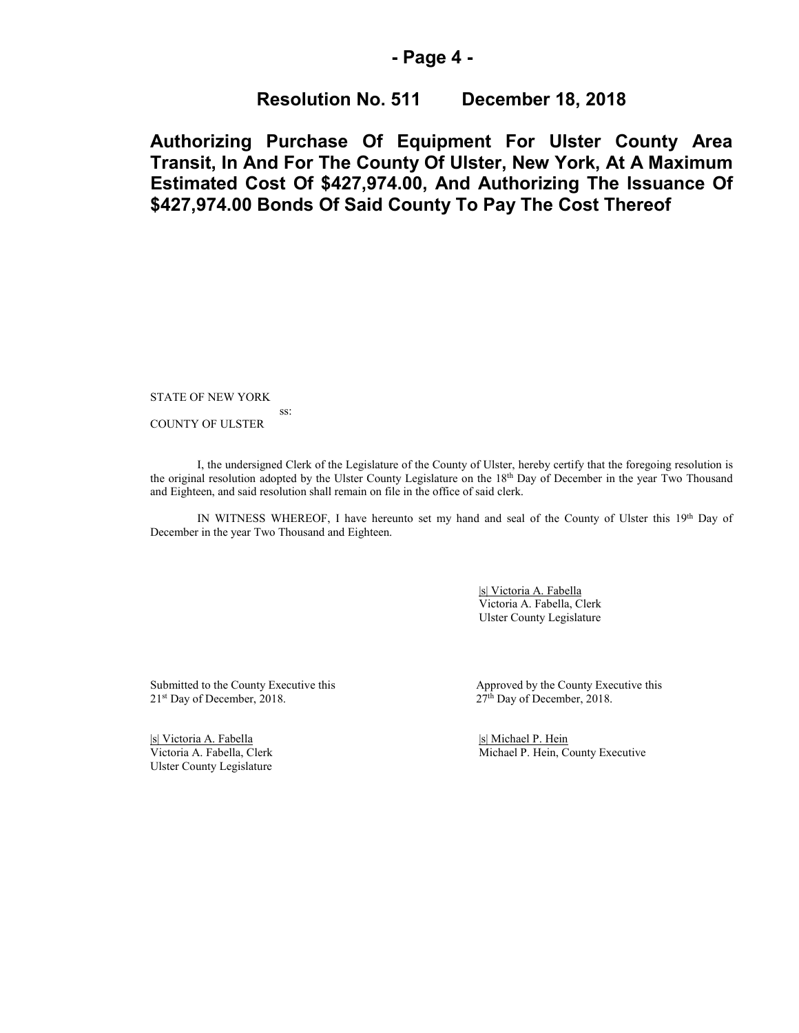## Resolution No. 511 December 18, 2018

# Authorizing Purchase Of Equipment For Ulster County Area Transit, In And For The County Of Ulster, New York, At A Maximum Estimated Cost Of $427,974.00, And Authorizing The Issuance Of $427,974.00 Bonds Of Said County To Pay The Cost Thereof

STATE OF NEW YORK
ss:
COUNTY OF ULSTER

I, the undersigned Clerk of the Legislature of the County of Ulster, hereby certify that the foregoing resolution is the original resolution adopted by the Ulster County Legislature on the 18th Day of December in the year Two Thousand and Eighteen, and said resolution shall remain on file in the office of said clerk.

IN WITNESS WHEREOF, I have hereunto set my hand and seal of the County of Ulster this 19th Day of December in the year Two Thousand and Eighteen.

|s| Victoria A. Fabella
Victoria A. Fabella, Clerk
Ulster County Legislature

Submitted to the County Executive this 21st Day of December, 2018.

|s| Victoria A. Fabella
Victoria A. Fabella, Clerk
Ulster County Legislature

Approved by the County Executive this 27th Day of December, 2018.

|s| Michael P. Hein
Michael P. Hein, County Executive